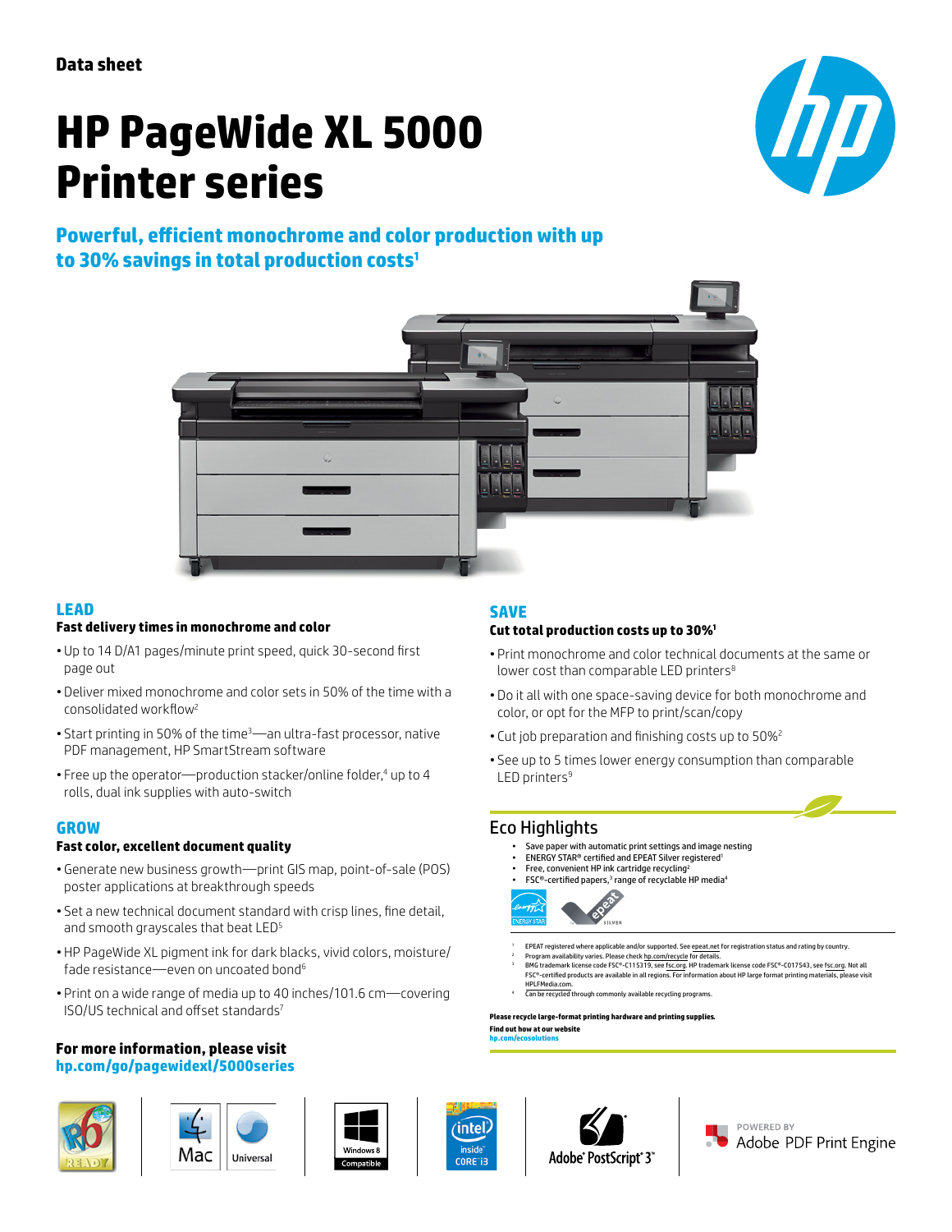Data sheet

# HP PageWide XL 5000 Printer series

## Powerful, efficient monochrome and color production with up to 30% savings in total production costs[1]

## LEAD

### Fast delivery times in monochrome and color

- Up to 14 D/A1 pages/minute print speed, quick 30-second first page out
- Deliver mixed monochrome and color sets in 50% of the time with a consolidated workflow[2]
- Start printing in 50% of the time[3]—an ultra-fast processor, native PDF management, HP SmartStream software
- Free up the operator—production stacker/online folder,[4] up to 4 rolls, dual ink supplies with auto-switch

## GROW

### Fast color, excellent document quality

- Generate new business growth—print GIS map, point-of-sale (POS) poster applications at breakthrough speeds
- Set a new technical document standard with crisp lines, fine detail, and smooth grayscales that beat LED[5]
- HP PageWide XL pigment ink for dark blacks, vivid colors, moisture/fade resistance—even on uncoated bond[6]
- Print on a wide range of media up to 40 inches/101.6 cm—covering ISO/US technical and offset standards[7]

**For more information, please visit**
**hp.com/go/pagewidexl/5000series**

## SAVE

### Cut total production costs up to 30%[1]

- Print monochrome and color technical documents at the same or lower cost than comparable LED printers[8]
- Do it all with one space-saving device for both monochrome and color, or opt for the MFP to print/scan/copy
- Cut job preparation and finishing costs up to 50%[2]
- See up to 5 times lower energy consumption than comparable LED printers[9]

## Eco Highlights

- Save paper with automatic print settings and image nesting
- ENERGY STAR® certified and EPEAT Silver registered[1]
- Free, convenient HP ink cartridge recycling[2]
- FSC®-certified papers,[3] range of recyclable HP media[4]

[1] EPEAT registered where applicable and/or supported. See epeat.net for registration status and rating by country.
[2] Program availability varies. Please check hp.com/recycle for details.
[3] BMG trademark license code FSC®-C115319, see fsc.org. HP trademark license code FSC®-C017543, see fsc.org. Not all FSC®-certified products are available in all regions. For information about HP large format printing materials, please visit HPLFMedia.com.
[4] Can be recycled through commonly available recycling programs.

**Please recycle large-format printing hardware and printing supplies.**
**Find out how at our website**
**hp.com/ecosolutions**

Mac | Universal | Windows 8 Compatible | Adobe® PostScript® 3™ | POWERED BY Adobe PDF Print Engine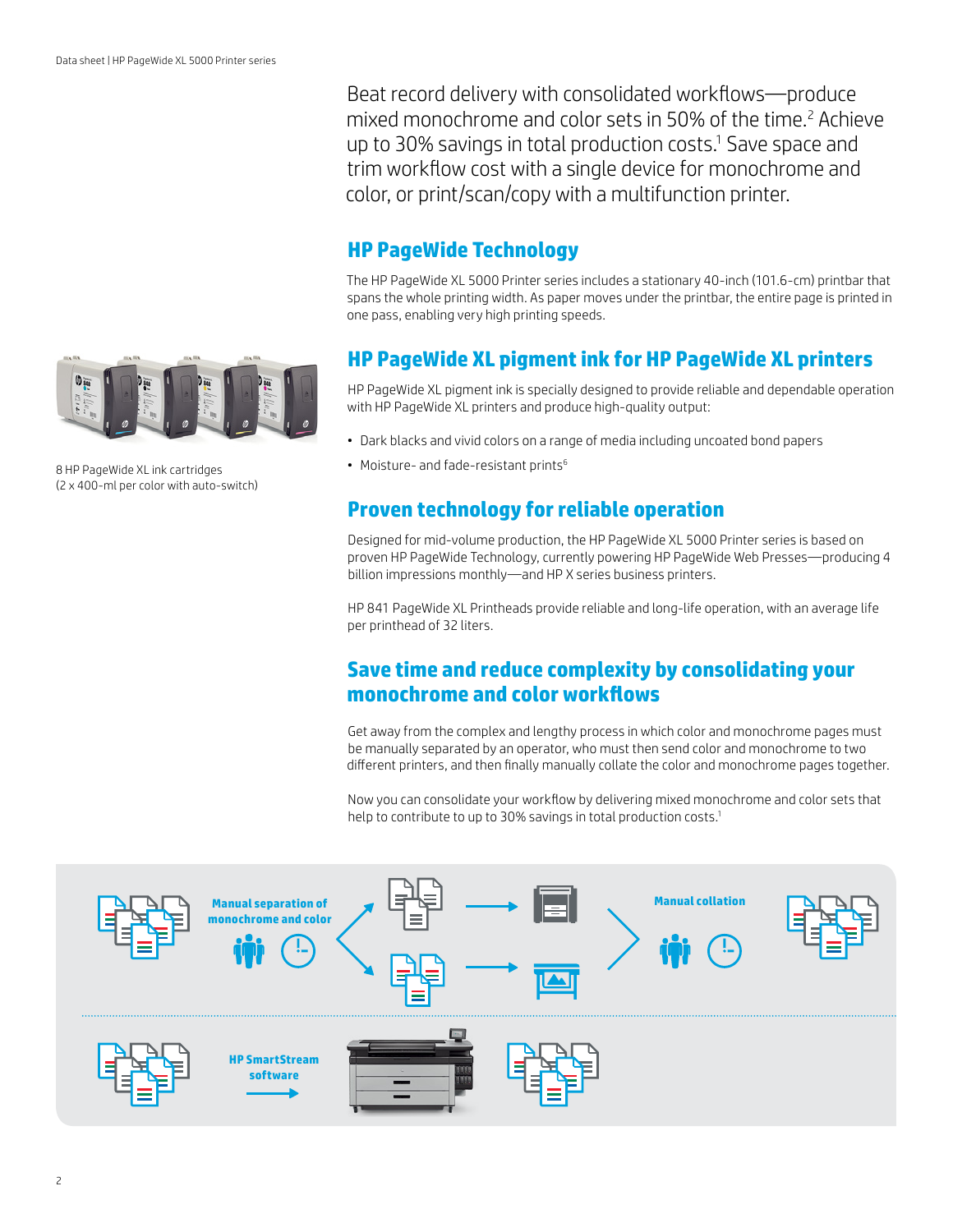Beat record delivery with consolidated workflows—produce mixed monochrome and color sets in 50% of the time.[2] Achieve up to 30% savings in total production costs.[1] Save space and trim workflow cost with a single device for monochrome and color, or print/scan/copy with a multifunction printer.

## HP PageWide Technology

The HP PageWide XL 5000 Printer series includes a stationary 40-inch (101.6-cm) printbar that spans the whole printing width. As paper moves under the printbar, the entire page is printed in one pass, enabling very high printing speeds.

## HP PageWide XL pigment ink for HP PageWide XL printers

8 HP PageWide XL ink cartridges (2 x 400-ml per color with auto-switch)

HP PageWide XL pigment ink is specially designed to provide reliable and dependable operation with HP PageWide XL printers and produce high-quality output:

- Dark blacks and vivid colors on a range of media including uncoated bond papers
- Moisture- and fade-resistant prints[6]

## Proven technology for reliable operation

Designed for mid-volume production, the HP PageWide XL 5000 Printer series is based on proven HP PageWide Technology, currently powering HP PageWide Web Presses—producing 4 billion impressions monthly—and HP X series business printers.

HP 841 PageWide XL Printheads provide reliable and long-life operation, with an average life per printhead of 32 liters.

## Save time and reduce complexity by consolidating your monochrome and color workflows

Get away from the complex and lengthy process in which color and monochrome pages must be manually separated by an operator, who must then send color and monochrome to two different printers, and then finally manually collate the color and monochrome pages together.

Now you can consolidate your workflow by delivering mixed monochrome and color sets that help to contribute to up to 30% savings in total production costs.[1]

Manual separation of monochrome and color

Manual collation

HP SmartStream software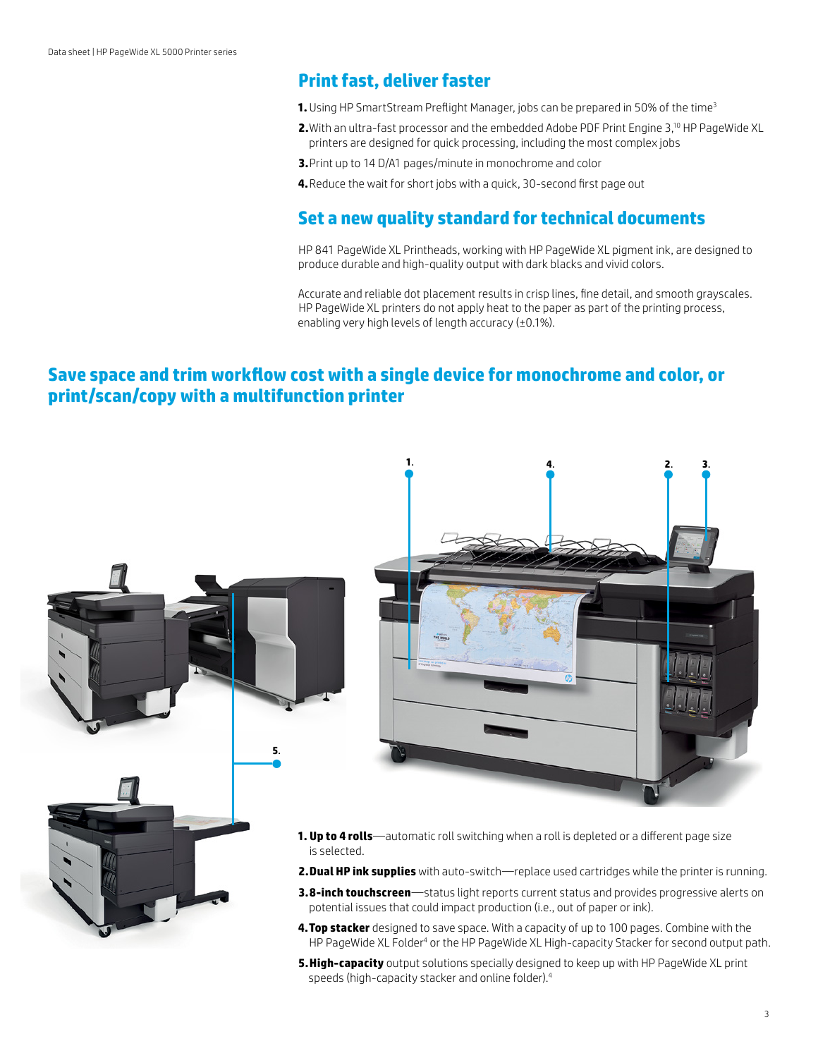## Print fast, deliver faster

1. Using HP SmartStream Preflight Manager, jobs can be prepared in 50% of the time[3]
2. With an ultra-fast processor and the embedded Adobe PDF Print Engine 3,[10] HP PageWide XL printers are designed for quick processing, including the most complex jobs
3. Print up to 14 D/A1 pages/minute in monochrome and color
4. Reduce the wait for short jobs with a quick, 30-second first page out

## Set a new quality standard for technical documents

HP 841 PageWide XL Printheads, working with HP PageWide XL pigment ink, are designed to produce durable and high-quality output with dark blacks and vivid colors.

Accurate and reliable dot placement results in crisp lines, fine detail, and smooth grayscales. HP PageWide XL printers do not apply heat to the paper as part of the printing process, enabling very high levels of length accuracy (±0.1%).

## Save space and trim workflow cost with a single device for monochrome and color, or print/scan/copy with a multifunction printer

1. **Up to 4 rolls**—automatic roll switching when a roll is depleted or a different page size is selected.
2. **Dual HP ink supplies** with auto-switch—replace used cartridges while the printer is running.
3. **8-inch touchscreen**—status light reports current status and provides progressive alerts on potential issues that could impact production (i.e., out of paper or ink).
4. **Top stacker** designed to save space. With a capacity of up to 100 pages. Combine with the HP PageWide XL Folder[4] or the HP PageWide XL High-capacity Stacker for second output path.
5. **High-capacity** output solutions specially designed to keep up with HP PageWide XL print speeds (high-capacity stacker and online folder).[4]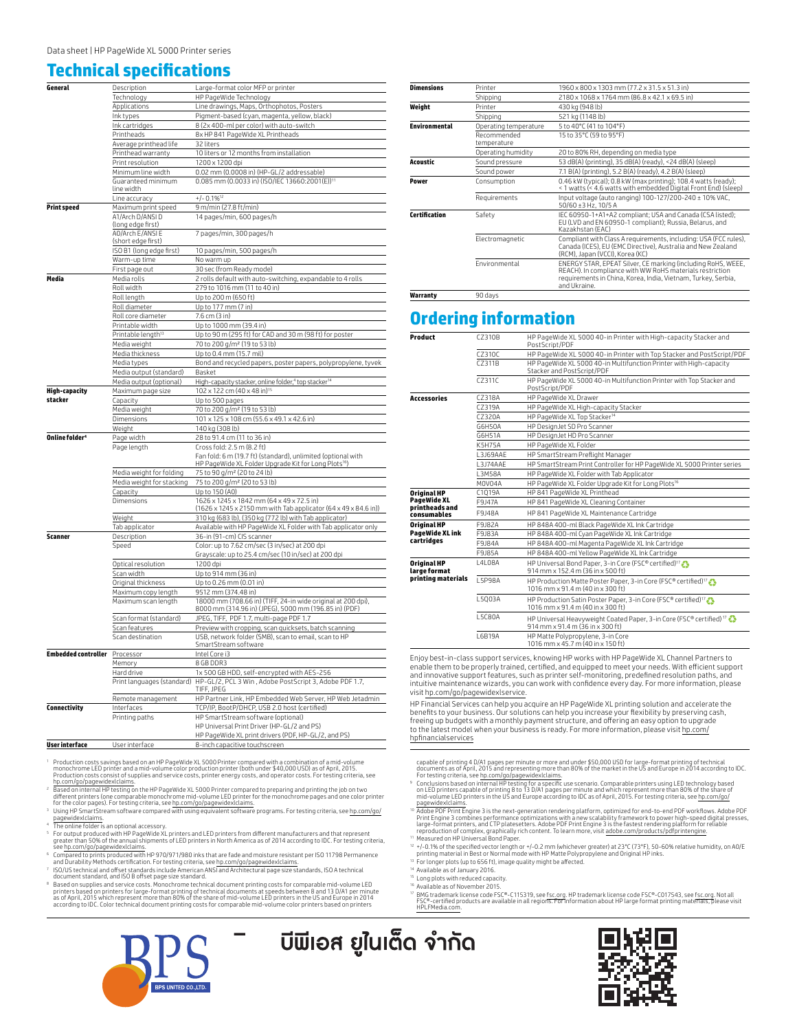# Technical specifications

| | | |
|---|---|---|
| **General** | Description | Large-format color MFP or printer |
| | Technology | HP PageWide Technology |
| | Applications | Line drawings, Maps, Orthophotos, Posters |
| | Ink types | Pigment-based (cyan, magenta, yellow, black) |
| | Ink cartridges | 8 (2x 400-ml per color) with auto-switch |
| | Printheads | 8x HP 841 PageWide XL Printheads |
| | Average printhead life | 32 liters |
| | Printhead warranty | 10 liters or 12 months from installation |
| | Print resolution | 1200 x 1200 dpi |
| | Minimum line width | 0.02 mm (0.0008 in) (HP-GL/2 addressable) |
| | Guaranteed minimum line width | 0.085 mm (0.0033 in) (ISO/IEC 13660:2001(E))[11] |
| | Line accuracy | +/- 0.1%[12] |
| **Print speed** | Maximum print speed | 9 m/min (27.8 ft/min) |
| | A1/Arch D/ANSI D (long edge first) | 14 pages/min, 600 pages/h |
| | A0/Arch E/ANSI E (short edge first) | 7 pages/min, 300 pages/h |
| | ISO B1 (long edge first) | 10 pages/min, 500 pages/h |
| | Warm-up time | No warm up |
| | First page out | 30 sec (from Ready mode) |
| **Media** | Media rolls | 2 rolls default with auto-switching, expandable to 4 rolls |
| | Roll width | 279 to 1016 mm (11 to 40 in) |
| | Roll length | Up to 200 m (650 ft) |
| | Roll diameter | Up to 177 mm (7 in) |
| | Roll core diameter | 7.6 cm (3 in) |
| | Printable width | Up to 1000 mm (39.4 in) |
| | Printable length[13] | Up to 90 m (295 ft) for CAD and 30 m (98 ft) for poster |
| | Media weight | 70 to 200 g/m² (19 to 53 lb) |
| | Media thickness | Up to 0.4 mm (15.7 mil) |
| | Media types | Bond and recycled papers, poster papers, polypropylene, tyvek |
| | Media output (standard) | Basket |
| | Media output (optional) | High-capacity stacker, online folder,[4] top stacker[14] |
| **High-capacity stacker** | Maximum page size | 102 x 122 cm (40 x 48 in)[15] |
| | Capacity | Up to 500 pages |
| | Media weight | 70 to 200 g/m² (19 to 53 lb) |
| | Dimensions | 101 x 125 x 108 cm (55.6 x 49.1 x 42.6 in) |
| | Weight | 140 kg (308 lb) |
| **Online folder[4]** | Page width | 28 to 91.4 cm (11 to 36 in) |
| | Page length | Cross fold: 2.5 m (8.2 ft) |
| | | Fan fold: 6 m (19.7 ft) (standard), unlimited (optional with HP PageWide XL Folder Upgrade Kit for Long Plots[16]) |
| | Media weight for folding | 75 to 90 g/m² (20 to 24 lb) |
| | Media weight for stacking | 75 to 200 g/m² (20 to 53 lb) |
| | Capacity | Up to 150 (A0) |
| | Dimensions | 1626 x 1245 x 1842 mm (64 x 49 x 72.5 in) (1626 x 1245 x 2150 mm with Tab applicator (64 x 49 x 84.6 in)) |
| | Weight | 310 kg (683 lb), (350 kg (772 lb) with Tab applicator) |
| | Tab applicator | Available with HP PageWide XL Folder with Tab applicator only |
| **Scanner** | Description | 36-in (91-cm) CIS scanner |
| | Speed | Color: up to 7.62 cm/sec (3 in/sec) at 200 dpi |
| | | Grayscale: up to 25.4 cm/sec (10 in/sec) at 200 dpi |
| | Optical resolution | 1200 dpi |
| | Scan width | Up to 914 mm (36 in) |
| | Original thickness | Up to 0.26 mm (0.01 in) |
| | Maximum copy length | 9512 mm (374.48 in) |
| | Maximum scan length | 18000 mm (708.66 in) (TIFF, 24-in wide original at 200 dpi), 8000 mm (314.96 in) (JPEG), 5000 mm (196.85 in) (PDF) |
| | Scan format (standard) | JPEG, TIFF, PDF 1.7, multi-page PDF 1.7 |
| | Scan features | Preview with cropping, scan quicksets, batch scanning |
| | Scan destination | USB, network folder (SMB), scan to email, scan to HP SmartStream software |
| **Embedded controller** | Processor | Intel Core i3 |
| | Memory | 8 GB DDR3 |
| | Hard drive | 1x 500 GB HDD, self-encrypted with AES-256 |
| | Print languages (standard) | HP-GL/2, PCL 3 Win , Adobe PostScript 3, Adobe PDF 1.7, TIFF, JPEG |
| | Remote management | HP Partner Link, HP Embedded Web Server, HP Web Jetadmin |
| **Connectivity** | Interfaces | TCP/IP, BootP/DHCP, USB 2.0 host (certified) |
| | Printing paths | HP SmartStream software (optional) |
| | | HP Universal Print Driver (HP-GL/2 and PS) |
| | | HP PageWide XL print drivers (PDF, HP-GL/2, and PS) |
| **User interface** | User interface | 8-inch capacitive touchscreen |
| **Dimensions** | Printer | 1960 x 800 x 1303 mm (77.2 x 31.5 x 51.3 in) |
| | Shipping | 2180 x 1068 x 1764 mm (86.8 x 42.1 x 69.5 in) |
| **Weight** | Printer | 430 kg (948 lb) |
| | Shipping | 521 kg (1148 lb) |
| **Environmental** | Operating temperature | 5 to 40°C (41 to 104°F) |
| | Recommended temperature | 15 to 35°C (59 to 95°F) |
| | Operating humidity | 20 to 80% RH, depending on media type |
| **Acoustic** | Sound pressure | 53 dB(A) (printing), 35 dB(A) (ready), <24 dB(A) (sleep) |
| | Sound power | 7.1 B(A) (printing), 5.2 B(A) (ready), 4.2 B(A) (sleep) |
| **Power** | Consumption | 0.46 kW (typical); 0.8 kW (max printing); 108.4 watts (ready); < 1 watts (< 4.6 watts with embedded Digital Front End) (sleep) |
| | Requirements | Input voltage (auto ranging) 100-127/200-240 ± 10% VAC, 50/60 ±3 Hz, 10/5 A |
| **Certification** | Safety | IEC 60950-1+A1+A2 compliant; USA and Canada (CSA listed); EU (LVD and EN 60950-1 compliant); Russia, Belarus, and Kazakhstan (EAC) |
| | Electromagnetic | Compliant with Class A requirements, including: USA (FCC rules), Canada (ICES), EU (EMC Directive), Australia and New Zealand (RCM), Japan (VCCI), Korea (KC) |
| | Environmental | ENERGY STAR, EPEAT Silver, CE marking (including RoHS, WEEE, REACH). In compliance with WW RoHS materials restriction requirements in China, Korea, India, Vietnam, Turkey, Serbia, and Ukraine. |
| **Warranty** | 90 days | |

# Ordering information

| | | |
|---|---|---|
| **Product** | CZ310B | HP PageWide XL 5000 40-in Printer with High-capacity Stacker and PostScript/PDF |
| | CZ310C | HP PageWide XL 5000 40-in Printer with Top Stacker and PostScript/PDF |
| | CZ311B | HP PageWide XL 5000 40-in Multifunction Printer with High-capacity Stacker and PostScript/PDF |
| | CZ311C | HP PageWide XL 5000 40-in Multifunction Printer with Top Stacker and PostScript/PDF |
| **Accessories** | CZ318A | HP PageWide XL Drawer |
| | CZ319A | HP PageWide XL High-capacity Stacker |
| | CZ320A | HP PageWide XL Top Stacker[14] |
| | G6H50A | HP DesignJet SD Pro Scanner |
| | G6H51A | HP DesignJet HD Pro Scanner |
| | K5H75A | HP PageWide XL Folder |
| | L3J69AAE | HP SmartStream Preflight Manager |
| | L3J74AAE | HP SmartStream Print Controller for HP PageWide XL 5000 Printer series |
| | L3M58A | HP PageWide XL Folder with Tab Applicator |
| | M0V04A | HP PageWide XL Folder Upgrade Kit for Long Plots[16] |
| **Original HP PageWide XL printheads and consumables** | C1Q19A | HP 841 PageWide XL Printhead |
| | F9J47A | HP 841 PageWide XL Cleaning Container |
| | F9J48A | HP 841 PageWide XL Maintenance Cartridge |
| **Original HP PageWide XL ink cartridges** | F9J82A | HP 848A 400-ml Black PageWide XL Ink Cartridge |
| | F9J83A | HP 848A 400-ml Cyan PageWide XL Ink Cartridge |
| | F9J84A | HP 848A 400-ml Magenta PageWide XL Ink Cartridge |
| | F9J85A | HP 848A 400-ml Yellow PageWide XL Ink Cartridge |
| **Original HP large format printing materials** | L4L08A | HP Universal Bond Paper, 3-in Core (FSC® certified)[17] 914 mm x 152.4 m (36 in x 500 ft) |
| | L5P98A | HP Production Matte Poster Paper, 3-in Core (FSC® certified)[17] 1016 mm x 91.4 m (40 in x 300 ft) |
| | L5Q03A | HP Production Satin Poster Paper, 3-in Core (FSC® certified)[17] 1016 mm x 91.4 m (40 in x 300 ft) |
| | L5C80A | HP Universal Heavyweight Coated Paper, 3-in Core (FSC® certified)[17] 914 mm x 91.4 m (36 in x 300 ft) |
| | L6B19A | HP Matte Polypropylene, 3-in Core 1016 mm x 45.7 m (40 in x 150 ft) |

Enjoy best-in-class support services, knowing HP works with HP PageWide XL Channel Partners to enable them to be properly trained, certified, and equipped to meet your needs. With efficient support and innovative support features, such as printer self-monitoring, predefined resolution paths, and intuitive maintenance wizards, you can work with confidence every day. For more information, please visit hp.com/go/pagewidexlservice.

HP Financial Services can help you acquire an HP PageWide XL printing solution and accelerate the benefits to your business. Our solutions can help you increase your flexibility by preserving cash, freeing up budgets with a monthly payment structure, and offering an easy option to upgrade to the latest model when your business is ready. For more information, please visit hp.com/hpfinancialservices

1 Production costs savings based on an HP PageWide XL 5000 Printer compared with a combination of a mid-volume monochrome LED printer and a mid-volume color production printer (both under $40,000 USD) as of April, 2015. Production costs consist of supplies and service costs, printer energy costs, and operator costs. For testing criteria, see hp.com/go/pagewidexlclaims.

2 Based on internal HP testing on the HP PageWide XL 5000 Printer compared to preparing and printing the job on two different printers (one comparable monochrome mid-volume LED printer for the monochrome pages and one color printer for the color pages). For testing criteria, see hp.com/go/pagewidexlclaims.

3 Using HP SmartStream software compared with using equivalent software programs. For testing criteria, see hp.com/go/pagewidexlclaims.

4 The online folder is an optional accessory.

5 For output produced with HP PageWide XL printers and LED printers from different manufacturers and that represent greater than 50% of the annual shipments of LED printers in North America as of 2014 according to IDC. For testing criteria, see hp.com/go/pagewidexlclaims.

6 Compared to prints produced with HP 970/971/980 inks that are fade and moisture resistant per ISO 11798 Permanence and Durability Methods certification. For testing criteria, see hp.com/go/pagewidexlclaims.

7 ISO/US technical and offset standards include American ANSI and Architectural page size standards, ISO A technical document standard, and ISO B offset page size standard.

8 Based on supplies and service costs. Monochrome technical document printing costs for comparable mid-volume LED printers based on printers for large-format printing of technical documents at speeds between 8 and 13 D/A1 per minute as of April, 2015 which represent more than 80% of the share of mid-volume LED printers in the US and Europe in 2014 according to IDC. Color technical document printing costs for comparable mid-volume color printers based on printers capable of printing 4 D/A1 pages per minute or more and under $50,000 USD for large-format printing of technical documents as of April, 2015 and representing more than 80% of the market in the US and Europe in 2014 according to IDC. For testing criteria, see hp.com/go/pagewidexlclaims.

9 Conclusions based on internal HP testing for a specific use scenario. Comparable printers using LED technology based on LED printers capable of printing 8 to 13 D/A1 pages per minute and which represent more than 80% of the share of mid-volume LED printers in the US and Europe according to IDC as of April, 2015. For testing criteria, see hp.com/go/pagewidexlclaims.

10 Adobe PDF Print Engine 3 is the next-generation rendering platform, optimized for end-to-end PDF workflows. Adobe PDF Print Engine 3 combines performance optimizations with a new scalability framework to power high-speed digital presses, large-format printers, and CTP platesetters. Adobe PDF Print Engine 3 is the fastest rendering platform for reliable reproduction of complex, graphically rich content. To learn more, visit adobe.com/products/pdfprintengine.

11 Measured on HP Universal Bond Paper.

12 +/-0.1% of the specified vector length or +/-0.2 mm (whichever greater) at 23°C (73°F), 50-60% relative humidity, on A0/E printing material in Best or Normal mode with HP Matte Polypropylene and Original HP inks.

13 For longer plots (up to 656 ft), image quality might be affected.

14 Available as of January 2016.

15 Long plots with reduced capacity.

16 Available as of November 2015.

17 BMG trademark license code FSC®-C115319, see fsc.org. HP trademark license code FSC®-C017543, see fsc.org. Not all FSC®-certified products are available in all regions. For information about HP large format printing materials, please visit HPLFMedia.com.

BPS UNITED CO.,LTD.

บีพีเอส ยูไนเต็ด จำกัด